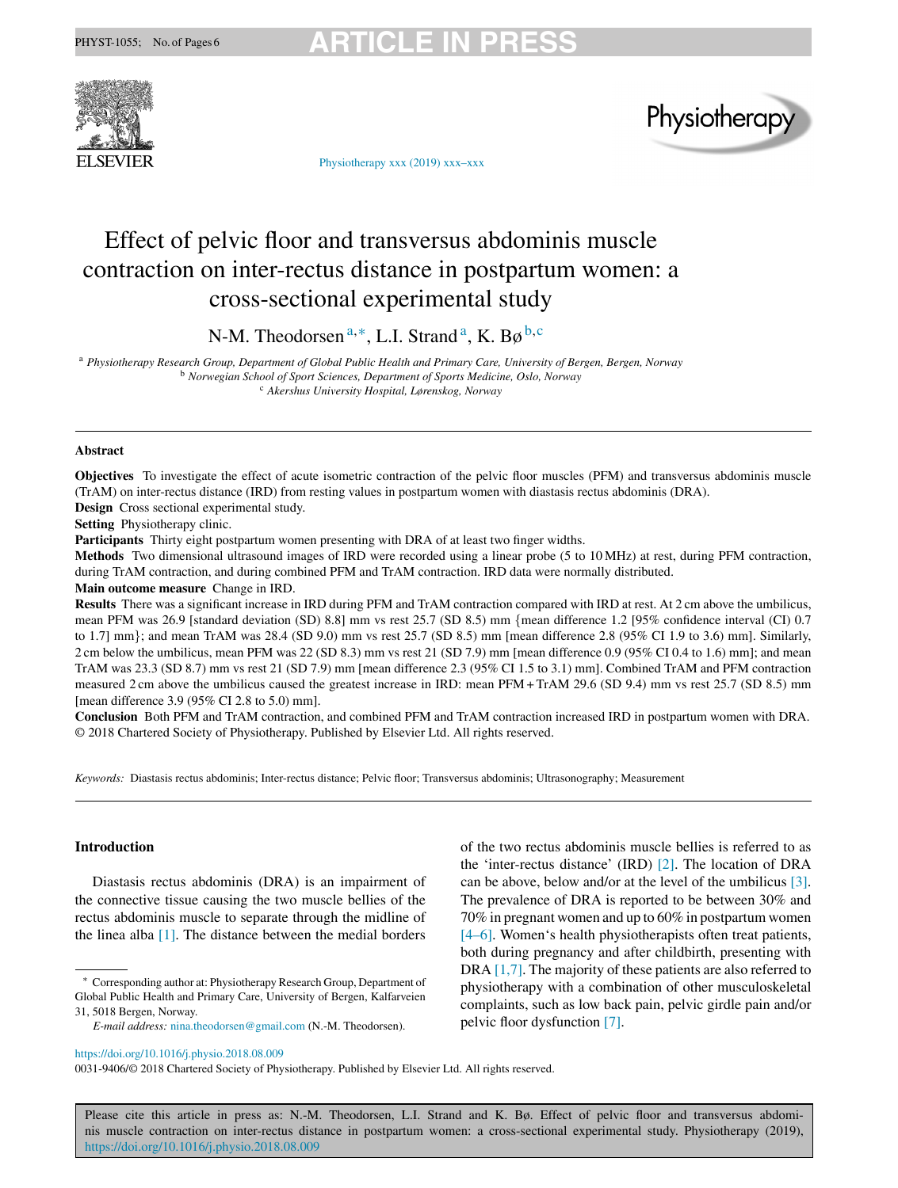# Effect of pelvic floor and transversus abdominis muscle contraction on inter-rectus distance in postpartum women: a cross-sectional experimental study

N-M. Theodorsen [a,*], L.I. Strand [a], K. Bø [b,c]

[a] Physiotherapy Research Group, Department of Global Public Health and Primary Care, University of Bergen, Bergen, Norway
[b] Norwegian School of Sport Sciences, Department of Sports Medicine, Oslo, Norway
[c] Akershus University Hospital, Lørenskog, Norway

## Abstract

**Objectives** To investigate the effect of acute isometric contraction of the pelvic floor muscles (PFM) and transversus abdominis muscle (TrAM) on inter-rectus distance (IRD) from resting values in postpartum women with diastasis rectus abdominis (DRA).

**Design** Cross sectional experimental study.

**Setting** Physiotherapy clinic.

**Participants** Thirty eight postpartum women presenting with DRA of at least two finger widths.

**Methods** Two dimensional ultrasound images of IRD were recorded using a linear probe (5 to 10 MHz) at rest, during PFM contraction, during TrAM contraction, and during combined PFM and TrAM contraction. IRD data were normally distributed.

**Main outcome measure** Change in IRD.

**Results** There was a significant increase in IRD during PFM and TrAM contraction compared with IRD at rest. At 2 cm above the umbilicus, mean PFM was 26.9 [standard deviation (SD) 8.8] mm vs rest 25.7 (SD 8.5) mm {mean difference 1.2 [95% confidence interval (CI) 0.7 to 1.7] mm}; and mean TrAM was 28.4 (SD 9.0) mm vs rest 25.7 (SD 8.5) mm [mean difference 2.8 (95% CI 1.9 to 3.6) mm]. Similarly, 2 cm below the umbilicus, mean PFM was 22 (SD 8.3) mm vs rest 21 (SD 7.9) mm [mean difference 0.9 (95% CI 0.4 to 1.6) mm]; and mean TrAM was 23.3 (SD 8.7) mm vs rest 21 (SD 7.9) mm [mean difference 2.3 (95% CI 1.5 to 3.1) mm]. Combined TrAM and PFM contraction measured 2 cm above the umbilicus caused the greatest increase in IRD: mean PFM + TrAM 29.6 (SD 9.4) mm vs rest 25.7 (SD 8.5) mm [mean difference 3.9 (95% CI 2.8 to 5.0) mm].

**Conclusion** Both PFM and TrAM contraction, and combined PFM and TrAM contraction increased IRD in postpartum women with DRA.

© 2018 Chartered Society of Physiotherapy. Published by Elsevier Ltd. All rights reserved.

*Keywords:* Diastasis rectus abdominis; Inter-rectus distance; Pelvic floor; Transversus abdominis; Ultrasonography; Measurement

## Introduction

Diastasis rectus abdominis (DRA) is an impairment of the connective tissue causing the two muscle bellies of the rectus abdominis muscle to separate through the midline of the linea alba [1]. The distance between the medial borders of the two rectus abdominis muscle bellies is referred to as the 'inter-rectus distance' (IRD) [2]. The location of DRA can be above, below and/or at the level of the umbilicus [3]. The prevalence of DRA is reported to be between 30% and 70% in pregnant women and up to 60% in postpartum women [4–6]. Women's health physiotherapists often treat patients, both during pregnancy and after childbirth, presenting with DRA [1,7]. The majority of these patients are also referred to physiotherapy with a combination of other musculoskeletal complaints, such as low back pain, pelvic girdle pain and/or pelvic floor dysfunction [7].

* Corresponding author at: Physiotherapy Research Group, Department of Global Public Health and Primary Care, University of Bergen, Kalfarveien 31, 5018 Bergen, Norway.

*E-mail address:* nina.theodorsen@gmail.com (N.-M. Theodorsen).

https://doi.org/10.1016/j.physio.2018.08.009
0031-9406/© 2018 Chartered Society of Physiotherapy. Published by Elsevier Ltd. All rights reserved.

Please cite this article in press as: N.-M. Theodorsen, L.I. Strand and K. Bø. Effect of pelvic floor and transversus abdominis muscle contraction on inter-rectus distance in postpartum women: a cross-sectional experimental study. Physiotherapy (2019), https://doi.org/10.1016/j.physio.2018.08.009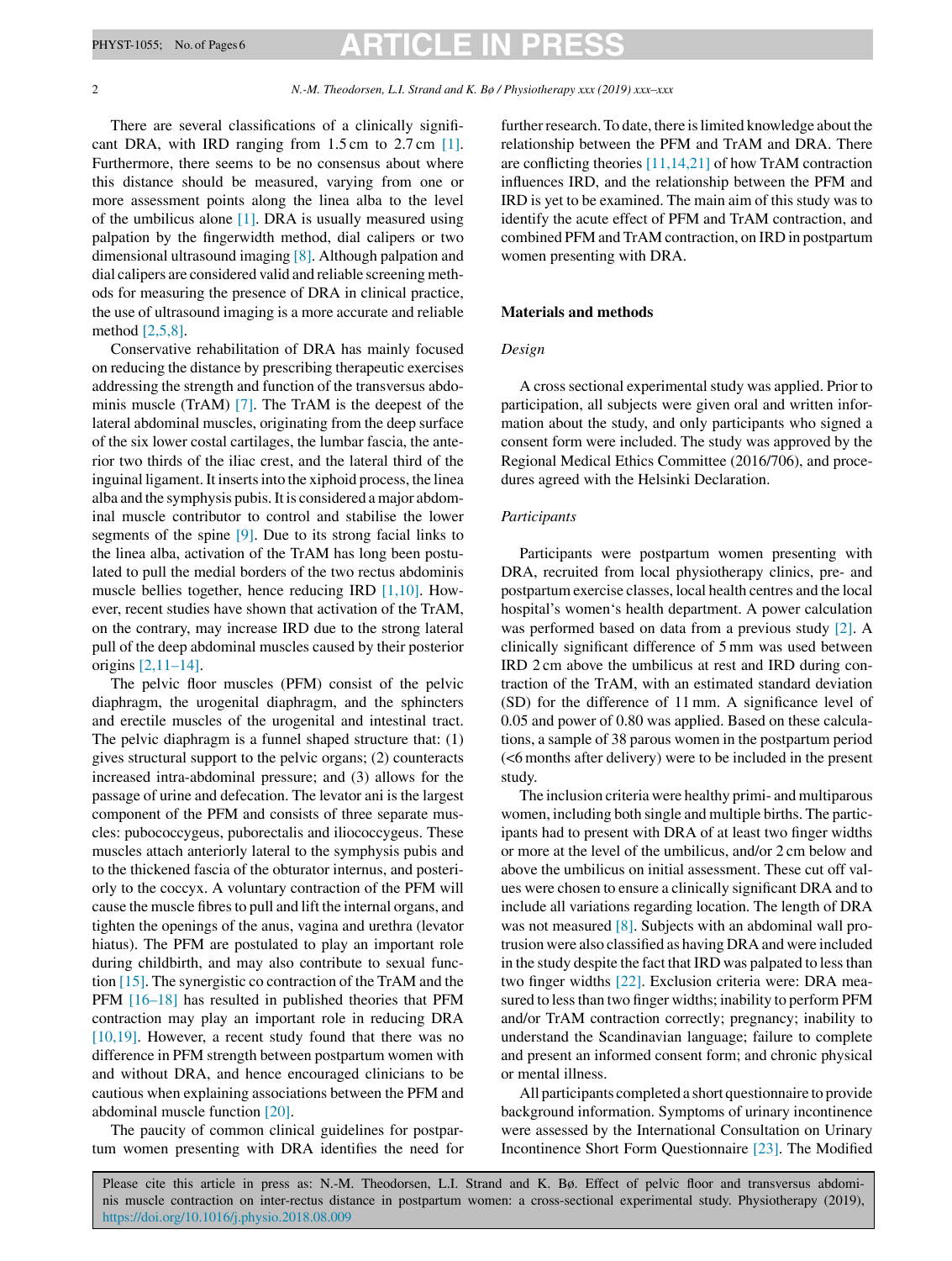There are several classifications of a clinically significant DRA, with IRD ranging from 1.5 cm to 2.7 cm [1]. Furthermore, there seems to be no consensus about where this distance should be measured, varying from one or more assessment points along the linea alba to the level of the umbilicus alone [1]. DRA is usually measured using palpation by the fingerwidth method, dial calipers or two dimensional ultrasound imaging [8]. Although palpation and dial calipers are considered valid and reliable screening methods for measuring the presence of DRA in clinical practice, the use of ultrasound imaging is a more accurate and reliable method [2,5,8].

Conservative rehabilitation of DRA has mainly focused on reducing the distance by prescribing therapeutic exercises addressing the strength and function of the transversus abdominis muscle (TrAM) [7]. The TrAM is the deepest of the lateral abdominal muscles, originating from the deep surface of the six lower costal cartilages, the lumbar fascia, the anterior two thirds of the iliac crest, and the lateral third of the inguinal ligament. It inserts into the xiphoid process, the linea alba and the symphysis pubis. It is considered a major abdominal muscle contributor to control and stabilise the lower segments of the spine [9]. Due to its strong facial links to the linea alba, activation of the TrAM has long been postulated to pull the medial borders of the two rectus abdominis muscle bellies together, hence reducing IRD [1,10]. However, recent studies have shown that activation of the TrAM, on the contrary, may increase IRD due to the strong lateral pull of the deep abdominal muscles caused by their posterior origins [2,11–14].

The pelvic floor muscles (PFM) consist of the pelvic diaphragm, the urogenital diaphragm, and the sphincters and erectile muscles of the urogenital and intestinal tract. The pelvic diaphragm is a funnel shaped structure that: (1) gives structural support to the pelvic organs; (2) counteracts increased intra-abdominal pressure; and (3) allows for the passage of urine and defecation. The levator ani is the largest component of the PFM and consists of three separate muscles: pubococcygeus, puborectalis and iliococcygeus. These muscles attach anteriorly lateral to the symphysis pubis and to the thickened fascia of the obturator internus, and posteriorly to the coccyx. A voluntary contraction of the PFM will cause the muscle fibres to pull and lift the internal organs, and tighten the openings of the anus, vagina and urethra (levator hiatus). The PFM are postulated to play an important role during childbirth, and may also contribute to sexual function [15]. The synergistic co contraction of the TrAM and the PFM [16–18] has resulted in published theories that PFM contraction may play an important role in reducing DRA [10,19]. However, a recent study found that there was no difference in PFM strength between postpartum women with and without DRA, and hence encouraged clinicians to be cautious when explaining associations between the PFM and abdominal muscle function [20].

The paucity of common clinical guidelines for postpartum women presenting with DRA identifies the need for further research. To date, there is limited knowledge about the relationship between the PFM and TrAM and DRA. There are conflicting theories [11,14,21] of how TrAM contraction influences IRD, and the relationship between the PFM and IRD is yet to be examined. The main aim of this study was to identify the acute effect of PFM and TrAM contraction, and combined PFM and TrAM contraction, on IRD in postpartum women presenting with DRA.

## Materials and methods

### *Design*

A cross sectional experimental study was applied. Prior to participation, all subjects were given oral and written information about the study, and only participants who signed a consent form were included. The study was approved by the Regional Medical Ethics Committee (2016/706), and procedures agreed with the Helsinki Declaration.

### *Participants*

Participants were postpartum women presenting with DRA, recruited from local physiotherapy clinics, pre- and postpartum exercise classes, local health centres and the local hospital's women's health department. A power calculation was performed based on data from a previous study [2]. A clinically significant difference of 5 mm was used between IRD 2 cm above the umbilicus at rest and IRD during contraction of the TrAM, with an estimated standard deviation (SD) for the difference of 11 mm. A significance level of 0.05 and power of 0.80 was applied. Based on these calculations, a sample of 38 parous women in the postpartum period (<6 months after delivery) were to be included in the present study.

The inclusion criteria were healthy primi- and multiparous women, including both single and multiple births. The participants had to present with DRA of at least two finger widths or more at the level of the umbilicus, and/or 2 cm below and above the umbilicus on initial assessment. These cut off values were chosen to ensure a clinically significant DRA and to include all variations regarding location. The length of DRA was not measured [8]. Subjects with an abdominal wall protrusion were also classified as having DRA and were included in the study despite the fact that IRD was palpated to less than two finger widths [22]. Exclusion criteria were: DRA measured to less than two finger widths; inability to perform PFM and/or TrAM contraction correctly; pregnancy; inability to understand the Scandinavian language; failure to complete and present an informed consent form; and chronic physical or mental illness.

All participants completed a short questionnaire to provide background information. Symptoms of urinary incontinence were assessed by the International Consultation on Urinary Incontinence Short Form Questionnaire [23]. The Modified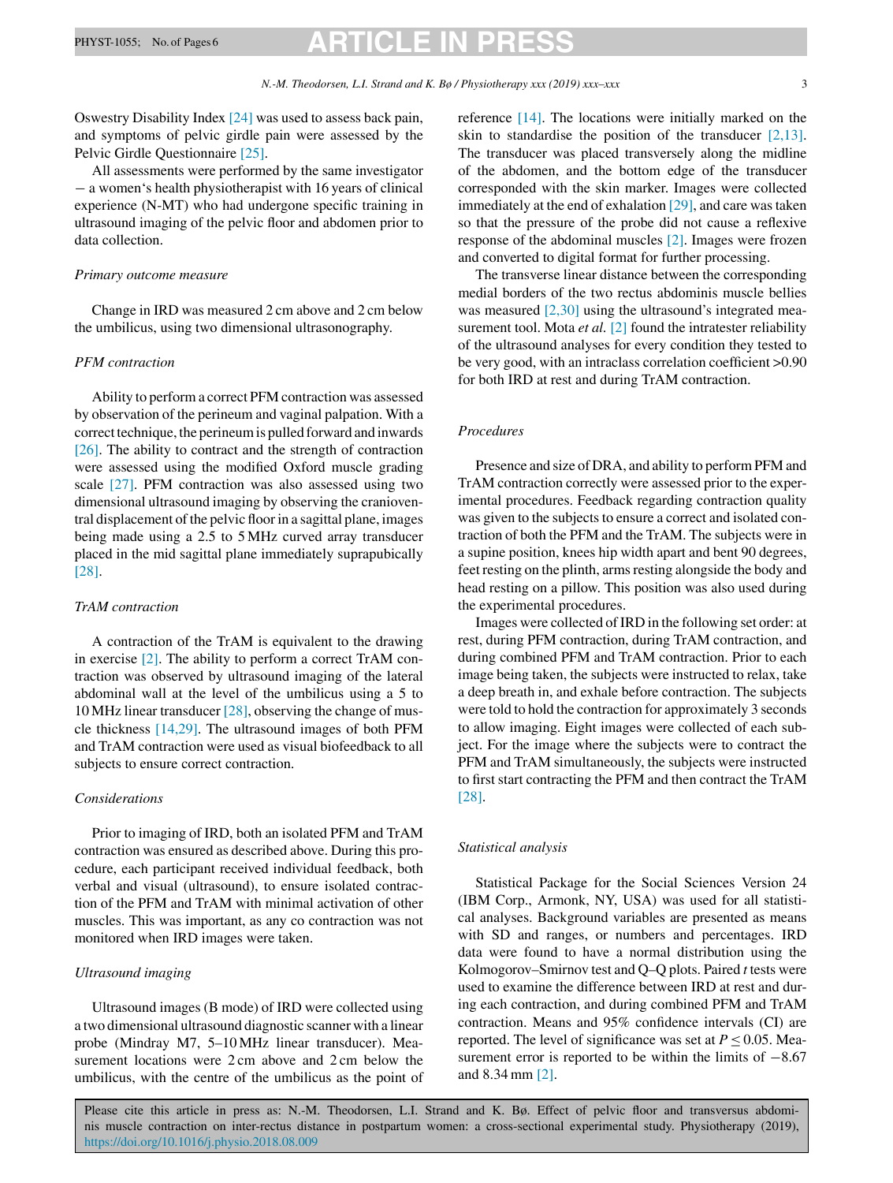Oswestry Disability Index [24] was used to assess back pain, and symptoms of pelvic girdle pain were assessed by the Pelvic Girdle Questionnaire [25].

All assessments were performed by the same investigator − a women's health physiotherapist with 16 years of clinical experience (N-MT) who had undergone specific training in ultrasound imaging of the pelvic floor and abdomen prior to data collection.

*Primary outcome measure*

Change in IRD was measured 2 cm above and 2 cm below the umbilicus, using two dimensional ultrasonography.

*PFM contraction*

Ability to perform a correct PFM contraction was assessed by observation of the perineum and vaginal palpation. With a correct technique, the perineum is pulled forward and inwards [26]. The ability to contract and the strength of contraction were assessed using the modified Oxford muscle grading scale [27]. PFM contraction was also assessed using two dimensional ultrasound imaging by observing the cranioventral displacement of the pelvic floor in a sagittal plane, images being made using a 2.5 to 5 MHz curved array transducer placed in the mid sagittal plane immediately suprapubically [28].

*TrAM contraction*

A contraction of the TrAM is equivalent to the drawing in exercise [2]. The ability to perform a correct TrAM contraction was observed by ultrasound imaging of the lateral abdominal wall at the level of the umbilicus using a 5 to 10 MHz linear transducer [28], observing the change of muscle thickness [14,29]. The ultrasound images of both PFM and TrAM contraction were used as visual biofeedback to all subjects to ensure correct contraction.

*Considerations*

Prior to imaging of IRD, both an isolated PFM and TrAM contraction was ensured as described above. During this procedure, each participant received individual feedback, both verbal and visual (ultrasound), to ensure isolated contraction of the PFM and TrAM with minimal activation of other muscles. This was important, as any co contraction was not monitored when IRD images were taken.

*Ultrasound imaging*

Ultrasound images (B mode) of IRD were collected using a two dimensional ultrasound diagnostic scanner with a linear probe (Mindray M7, 5–10 MHz linear transducer). Measurement locations were 2 cm above and 2 cm below the umbilicus, with the centre of the umbilicus as the point of reference [14]. The locations were initially marked on the skin to standardise the position of the transducer [2,13]. The transducer was placed transversely along the midline of the abdomen, and the bottom edge of the transducer corresponded with the skin marker. Images were collected immediately at the end of exhalation [29], and care was taken so that the pressure of the probe did not cause a reflexive response of the abdominal muscles [2]. Images were frozen and converted to digital format for further processing.

The transverse linear distance between the corresponding medial borders of the two rectus abdominis muscle bellies was measured [2,30] using the ultrasound's integrated measurement tool. Mota *et al.* [2] found the intratester reliability of the ultrasound analyses for every condition they tested to be very good, with an intraclass correlation coefficient >0.90 for both IRD at rest and during TrAM contraction.

*Procedures*

Presence and size of DRA, and ability to perform PFM and TrAM contraction correctly were assessed prior to the experimental procedures. Feedback regarding contraction quality was given to the subjects to ensure a correct and isolated contraction of both the PFM and the TrAM. The subjects were in a supine position, knees hip width apart and bent 90 degrees, feet resting on the plinth, arms resting alongside the body and head resting on a pillow. This position was also used during the experimental procedures.

Images were collected of IRD in the following set order: at rest, during PFM contraction, during TrAM contraction, and during combined PFM and TrAM contraction. Prior to each image being taken, the subjects were instructed to relax, take a deep breath in, and exhale before contraction. The subjects were told to hold the contraction for approximately 3 seconds to allow imaging. Eight images were collected of each subject. For the image where the subjects were to contract the PFM and TrAM simultaneously, the subjects were instructed to first start contracting the PFM and then contract the TrAM [28].

*Statistical analysis*

Statistical Package for the Social Sciences Version 24 (IBM Corp., Armonk, NY, USA) was used for all statistical analyses. Background variables are presented as means with SD and ranges, or numbers and percentages. IRD data were found to have a normal distribution using the Kolmogorov–Smirnov test and Q–Q plots. Paired *t* tests were used to examine the difference between IRD at rest and during each contraction, and during combined PFM and TrAM contraction. Means and 95% confidence intervals (CI) are reported. The level of significance was set at $P \leq 0.05$. Measurement error is reported to be within the limits of −8.67 and 8.34 mm [2].

Please cite this article in press as: N.-M. Theodorsen, L.I. Strand and K. Bø. Effect of pelvic floor and transversus abdominis muscle contraction on inter-rectus distance in postpartum women: a cross-sectional experimental study. Physiotherapy (2019), https://doi.org/10.1016/j.physio.2018.08.009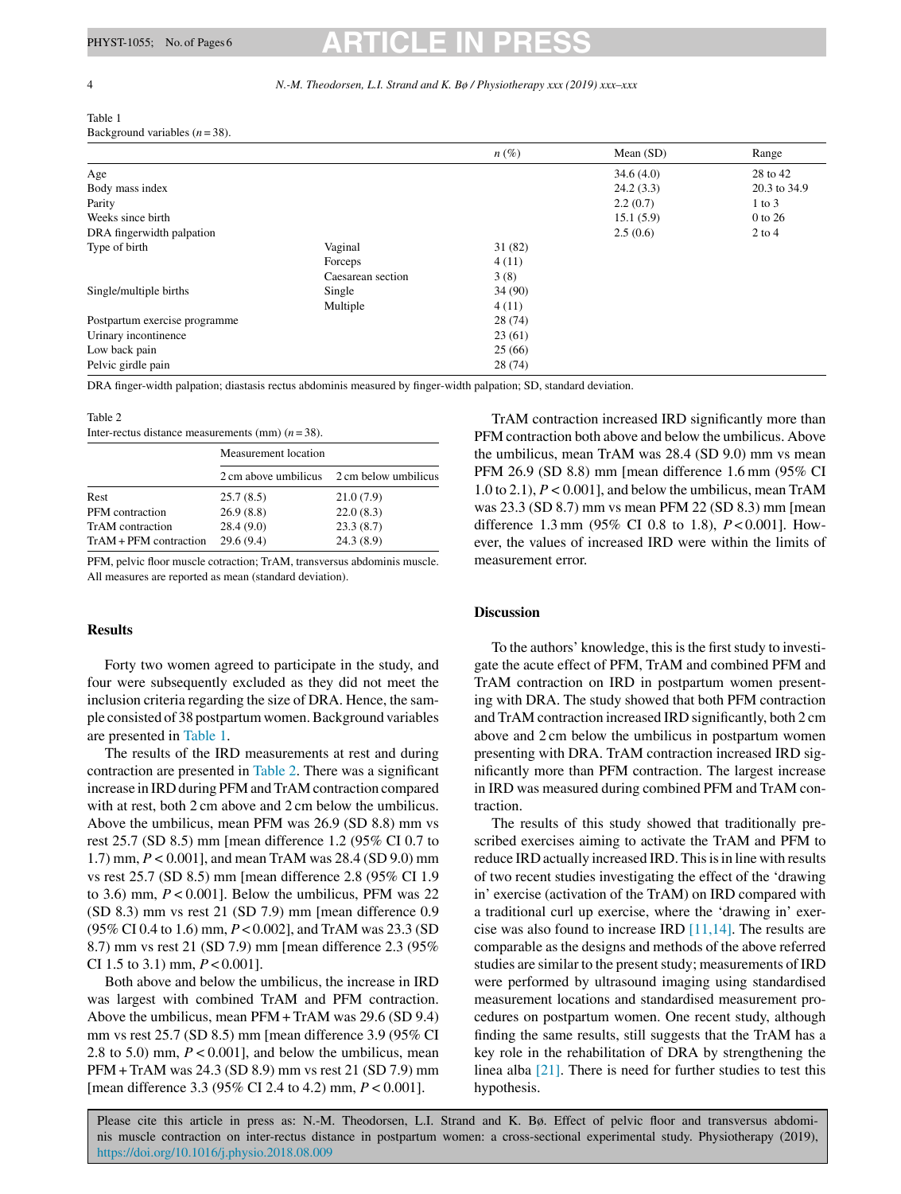Table 1
Background variables ($n = 38$).

| | | n (%) | Mean (SD) | Range |
|---|---|---|---|---|
| Age | | | 34.6 (4.0) | 28 to 42 |
| Body mass index | | | 24.2 (3.3) | 20.3 to 34.9 |
| Parity | | | 2.2 (0.7) | 1 to 3 |
| Weeks since birth | | | 15.1 (5.9) | 0 to 26 |
| DRA fingerwidth palpation | | | 2.5 (0.6) | 2 to 4 |
| Type of birth | Vaginal | 31 (82) | | |
| | Forceps | 4 (11) | | |
| | Caesarean section | 3 (8) | | |
| Single/multiple births | Single | 34 (90) | | |
| | Multiple | 4 (11) | | |
| Postpartum exercise programme | | 28 (74) | | |
| Urinary incontinence | | 23 (61) | | |
| Low back pain | | 25 (66) | | |
| Pelvic girdle pain | | 28 (74) | | |

DRA finger-width palpation; diastasis rectus abdominis measured by finger-width palpation; SD, standard deviation.

Table 2
Inter-rectus distance measurements (mm) ($n = 38$).

| | Measurement location | |
|---|---|---|
| | 2 cm above umbilicus | 2 cm below umbilicus |
| Rest | 25.7 (8.5) | 21.0 (7.9) |
| PFM contraction | 26.9 (8.8) | 22.0 (8.3) |
| TrAM contraction | 28.4 (9.0) | 23.3 (8.7) |
| TrAM + PFM contraction | 29.6 (9.4) | 24.3 (8.9) |

PFM, pelvic floor muscle cotraction; TrAM, transversus abdominis muscle. All measures are reported as mean (standard deviation).

## Results

Forty two women agreed to participate in the study, and four were subsequently excluded as they did not meet the inclusion criteria regarding the size of DRA. Hence, the sample consisted of 38 postpartum women. Background variables are presented in Table 1.

The results of the IRD measurements at rest and during contraction are presented in Table 2. There was a significant increase in IRD during PFM and TrAM contraction compared with at rest, both 2 cm above and 2 cm below the umbilicus. Above the umbilicus, mean PFM was 26.9 (SD 8.8) mm vs rest 25.7 (SD 8.5) mm [mean difference 1.2 (95% CI 0.7 to 1.7) mm, $P < 0.001$], and mean TrAM was 28.4 (SD 9.0) mm vs rest 25.7 (SD 8.5) mm [mean difference 2.8 (95% CI 1.9 to 3.6) mm, $P < 0.001$]. Below the umbilicus, PFM was 22 (SD 8.3) mm vs rest 21 (SD 7.9) mm [mean difference 0.9 (95% CI 0.4 to 1.6) mm, $P < 0.002$], and TrAM was 23.3 (SD 8.7) mm vs rest 21 (SD 7.9) mm [mean difference 2.3 (95% CI 1.5 to 3.1) mm, $P < 0.001$].

Both above and below the umbilicus, the increase in IRD was largest with combined TrAM and PFM contraction. Above the umbilicus, mean PFM + TrAM was 29.6 (SD 9.4) mm vs rest 25.7 (SD 8.5) mm [mean difference 3.9 (95% CI 2.8 to 5.0) mm, $P < 0.001$], and below the umbilicus, mean PFM + TrAM was 24.3 (SD 8.9) mm vs rest 21 (SD 7.9) mm [mean difference 3.3 (95% CI 2.4 to 4.2) mm, $P < 0.001$].

TrAM contraction increased IRD significantly more than PFM contraction both above and below the umbilicus. Above the umbilicus, mean TrAM was 28.4 (SD 9.0) mm vs mean PFM 26.9 (SD 8.8) mm [mean difference 1.6 mm (95% CI 1.0 to 2.1), $P < 0.001$], and below the umbilicus, mean TrAM was 23.3 (SD 8.7) mm vs mean PFM 22 (SD 8.3) mm [mean difference 1.3 mm (95% CI 0.8 to 1.8), $P < 0.001$]. However, the values of increased IRD were within the limits of measurement error.

## Discussion

To the authors' knowledge, this is the first study to investigate the acute effect of PFM, TrAM and combined PFM and TrAM contraction on IRD in postpartum women presenting with DRA. The study showed that both PFM contraction and TrAM contraction increased IRD significantly, both 2 cm above and 2 cm below the umbilicus in postpartum women presenting with DRA. TrAM contraction increased IRD significantly more than PFM contraction. The largest increase in IRD was measured during combined PFM and TrAM contraction.

The results of this study showed that traditionally prescribed exercises aiming to activate the TrAM and PFM to reduce IRD actually increased IRD. This is in line with results of two recent studies investigating the effect of the 'drawing in' exercise (activation of the TrAM) on IRD compared with a traditional curl up exercise, where the 'drawing in' exercise was also found to increase IRD [11,14]. The results are comparable as the designs and methods of the above referred studies are similar to the present study; measurements of IRD were performed by ultrasound imaging using standardised measurement locations and standardised measurement procedures on postpartum women. One recent study, although finding the same results, still suggests that the TrAM has a key role in the rehabilitation of DRA by strengthening the linea alba [21]. There is need for further studies to test this hypothesis.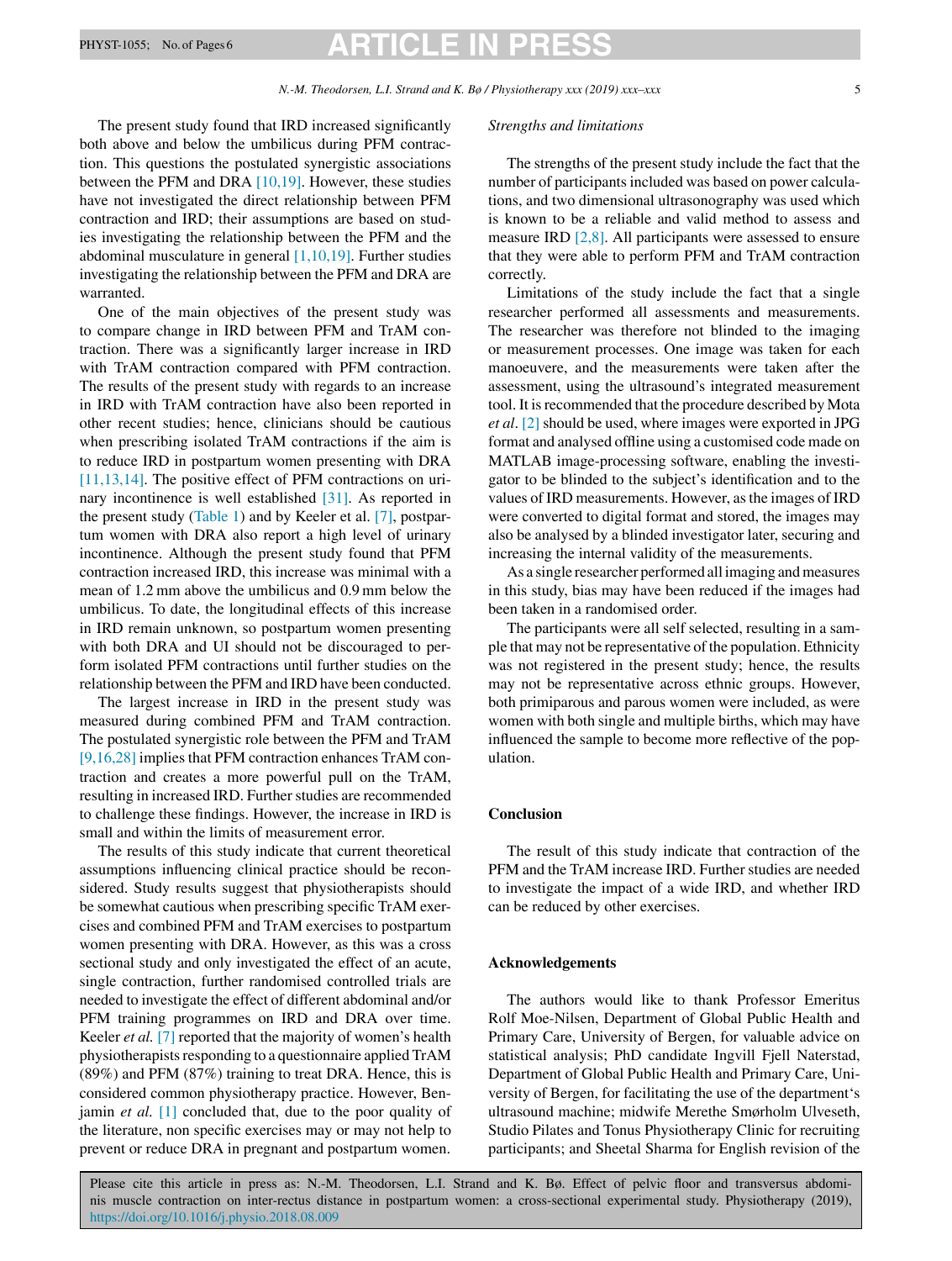The present study found that IRD increased significantly both above and below the umbilicus during PFM contraction. This questions the postulated synergistic associations between the PFM and DRA [10,19]. However, these studies have not investigated the direct relationship between PFM contraction and IRD; their assumptions are based on studies investigating the relationship between the PFM and the abdominal musculature in general [1,10,19]. Further studies investigating the relationship between the PFM and DRA are warranted.

One of the main objectives of the present study was to compare change in IRD between PFM and TrAM contraction. There was a significantly larger increase in IRD with TrAM contraction compared with PFM contraction. The results of the present study with regards to an increase in IRD with TrAM contraction have also been reported in other recent studies; hence, clinicians should be cautious when prescribing isolated TrAM contractions if the aim is to reduce IRD in postpartum women presenting with DRA [11,13,14]. The positive effect of PFM contractions on urinary incontinence is well established [31]. As reported in the present study (Table 1) and by Keeler et al. [7], postpartum women with DRA also report a high level of urinary incontinence. Although the present study found that PFM contraction increased IRD, this increase was minimal with a mean of 1.2 mm above the umbilicus and 0.9 mm below the umbilicus. To date, the longitudinal effects of this increase in IRD remain unknown, so postpartum women presenting with both DRA and UI should not be discouraged to perform isolated PFM contractions until further studies on the relationship between the PFM and IRD have been conducted.

The largest increase in IRD in the present study was measured during combined PFM and TrAM contraction. The postulated synergistic role between the PFM and TrAM [9,16,28] implies that PFM contraction enhances TrAM contraction and creates a more powerful pull on the TrAM, resulting in increased IRD. Further studies are recommended to challenge these findings. However, the increase in IRD is small and within the limits of measurement error.

The results of this study indicate that current theoretical assumptions influencing clinical practice should be reconsidered. Study results suggest that physiotherapists should be somewhat cautious when prescribing specific TrAM exercises and combined PFM and TrAM exercises to postpartum women presenting with DRA. However, as this was a cross sectional study and only investigated the effect of an acute, single contraction, further randomised controlled trials are needed to investigate the effect of different abdominal and/or PFM training programmes on IRD and DRA over time. Keeler *et al.* [7] reported that the majority of women's health physiotherapists responding to a questionnaire applied TrAM (89%) and PFM (87%) training to treat DRA. Hence, this is considered common physiotherapy practice. However, Benjamin *et al.* [1] concluded that, due to the poor quality of the literature, non specific exercises may or may not help to prevent or reduce DRA in pregnant and postpartum women.

*Strengths and limitations*

The strengths of the present study include the fact that the number of participants included was based on power calculations, and two dimensional ultrasonography was used which is known to be a reliable and valid method to assess and measure IRD [2,8]. All participants were assessed to ensure that they were able to perform PFM and TrAM contraction correctly.

Limitations of the study include the fact that a single researcher performed all assessments and measurements. The researcher was therefore not blinded to the imaging or measurement processes. One image was taken for each manoeuvere, and the measurements were taken after the assessment, using the ultrasound's integrated measurement tool. It is recommended that the procedure described by Mota *et al.* [2] should be used, where images were exported in JPG format and analysed offline using a customised code made on MATLAB image-processing software, enabling the investigator to be blinded to the subject's identification and to the values of IRD measurements. However, as the images of IRD were converted to digital format and stored, the images may also be analysed by a blinded investigator later, securing and increasing the internal validity of the measurements.

As a single researcher performed all imaging and measures in this study, bias may have been reduced if the images had been taken in a randomised order.

The participants were all self selected, resulting in a sample that may not be representative of the population. Ethnicity was not registered in the present study; hence, the results may not be representative across ethnic groups. However, both primiparous and parous women were included, as were women with both single and multiple births, which may have influenced the sample to become more reflective of the population.

## Conclusion

The result of this study indicate that contraction of the PFM and the TrAM increase IRD. Further studies are needed to investigate the impact of a wide IRD, and whether IRD can be reduced by other exercises.

## Acknowledgements

The authors would like to thank Professor Emeritus Rolf Moe-Nilsen, Department of Global Public Health and Primary Care, University of Bergen, for valuable advice on statistical analysis; PhD candidate Ingvill Fjell Naterstad, Department of Global Public Health and Primary Care, University of Bergen, for facilitating the use of the department's ultrasound machine; midwife Merethe Smørholm Ulveseth, Studio Pilates and Tonus Physiotherapy Clinic for recruiting participants; and Sheetal Sharma for English revision of the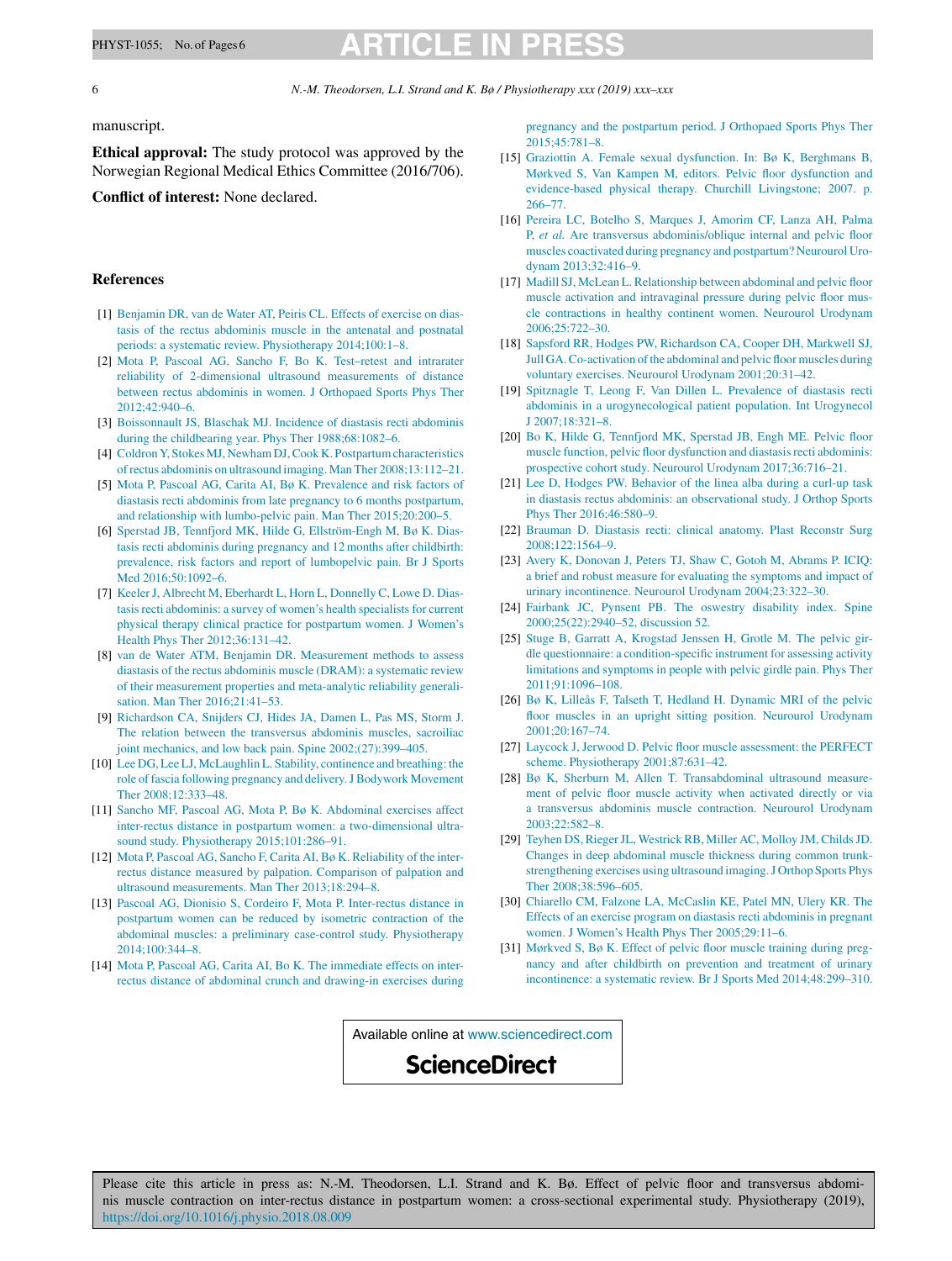manuscript.

**Ethical approval:** The study protocol was approved by the Norwegian Regional Medical Ethics Committee (2016/706).

**Conflict of interest:** None declared.

## References

[1] Benjamin DR, van de Water AT, Peiris CL. Effects of exercise on diastasis of the rectus abdominis muscle in the antenatal and postnatal periods: a systematic review. Physiotherapy 2014;100:1–8.

[2] Mota P, Pascoal AG, Sancho F, Bo K. Test–retest and intrarater reliability of 2-dimensional ultrasound measurements of distance between rectus abdominis in women. J Orthopaed Sports Phys Ther 2012;42:940–6.

[3] Boissonnault JS, Blaschak MJ. Incidence of diastasis recti abdominis during the childbearing year. Phys Ther 1988;68:1082–6.

[4] Coldron Y, Stokes MJ, Newham DJ, Cook K. Postpartum characteristics of rectus abdominis on ultrasound imaging. Man Ther 2008;13:112–21.

[5] Mota P, Pascoal AG, Carita AI, Bø K. Prevalence and risk factors of diastasis recti abdominis from late pregnancy to 6 months postpartum, and relationship with lumbo-pelvic pain. Man Ther 2015;20:200–5.

[6] Sperstad JB, Tennfjord MK, Hilde G, Ellström-Engh M, Bø K. Diastasis recti abdominis during pregnancy and 12 months after childbirth: prevalence, risk factors and report of lumbopelvic pain. Br J Sports Med 2016;50:1092–6.

[7] Keeler J, Albrecht M, Eberhardt L, Horn L, Donnelly C, Lowe D. Diastasis recti abdominis: a survey of women's health specialists for current physical therapy clinical practice for postpartum women. J Women's Health Phys Ther 2012;36:131–42.

[8] van de Water ATM, Benjamin DR. Measurement methods to assess diastasis of the rectus abdominis muscle (DRAM): a systematic review of their measurement properties and meta-analytic reliability generalisation. Man Ther 2016;21:41–53.

[9] Richardson CA, Snijders CJ, Hides JA, Damen L, Pas MS, Storm J. The relation between the transversus abdominis muscles, sacroiliac joint mechanics, and low back pain. Spine 2002;(27):399–405.

[10] Lee DG, Lee LJ, McLaughlin L. Stability, continence and breathing: the role of fascia following pregnancy and delivery. J Bodywork Movement Ther 2008;12:333–48.

[11] Sancho MF, Pascoal AG, Mota P, Bø K. Abdominal exercises affect inter-rectus distance in postpartum women: a two-dimensional ultrasound study. Physiotherapy 2015;101:286–91.

[12] Mota P, Pascoal AG, Sancho F, Carita AI, Bø K. Reliability of the inter-rectus distance measured by palpation. Comparison of palpation and ultrasound measurements. Man Ther 2013;18:294–8.

[13] Pascoal AG, Dionisio S, Cordeiro F, Mota P. Inter-rectus distance in postpartum women can be reduced by isometric contraction of the abdominal muscles: a preliminary case-control study. Physiotherapy 2014;100:344–8.

[14] Mota P, Pascoal AG, Carita AI, Bo K. The immediate effects on inter-rectus distance of abdominal crunch and drawing-in exercises during pregnancy and the postpartum period. J Orthopaed Sports Phys Ther 2015;45:781–8.

[15] Graziottin A. Female sexual dysfunction. In: Bø K, Berghmans B, Mørkved S, Van Kampen M, editors. Pelvic floor dysfunction and evidence-based physical therapy. Churchill Livingstone; 2007. p. 266–77.

[16] Pereira LC, Botelho S, Marques J, Amorim CF, Lanza AH, Palma P, *et al.* Are transversus abdominis/oblique internal and pelvic floor muscles coactivated during pregnancy and postpartum? Neurourol Urodynam 2013;32:416–9.

[17] Madill SJ, McLean L. Relationship between abdominal and pelvic floor muscle activation and intravaginal pressure during pelvic floor muscle contractions in healthy continent women. Neurourol Urodynam 2006;25:722–30.

[18] Sapsford RR, Hodges PW, Richardson CA, Cooper DH, Markwell SJ, Jull GA. Co-activation of the abdominal and pelvic floor muscles during voluntary exercises. Neurourol Urodynam 2001;20:31–42.

[19] Spitznagle T, Leong F, Van Dillen L. Prevalence of diastasis recti abdominis in a urogynecological patient population. Int Urogynecol J 2007;18:321–8.

[20] Bo K, Hilde G, Tennfjord MK, Sperstad JB, Engh ME. Pelvic floor muscle function, pelvic floor dysfunction and diastasis recti abdominis: prospective cohort study. Neurourol Urodynam 2017;36:716–21.

[21] Lee D, Hodges PW. Behavior of the linea alba during a curl-up task in diastasis rectus abdominis: an observational study. J Orthop Sports Phys Ther 2016;46:580–9.

[22] Brauman D. Diastasis recti: clinical anatomy. Plast Reconstr Surg 2008;122:1564–9.

[23] Avery K, Donovan J, Peters TJ, Shaw C, Gotoh M, Abrams P. ICIQ: a brief and robust measure for evaluating the symptoms and impact of urinary incontinence. Neurourol Urodynam 2004;23:322–30.

[24] Fairbank JC, Pynsent PB. The oswestry disability index. Spine 2000;25(22):2940–52, discussion 52.

[25] Stuge B, Garratt A, Krogstad Jenssen H, Grotle M. The pelvic girdle questionnaire: a condition-specific instrument for assessing activity limitations and symptoms in people with pelvic girdle pain. Phys Ther 2011;91:1096–108.

[26] Bø K, Lilleås F, Talseth T, Hedland H. Dynamic MRI of the pelvic floor muscles in an upright sitting position. Neurourol Urodynam 2001;20:167–74.

[27] Laycock J, Jerwood D. Pelvic floor muscle assessment: the PERFECT scheme. Physiotherapy 2001;87:631–42.

[28] Bø K, Sherburn M, Allen T. Transabdominal ultrasound measurement of pelvic floor muscle activity when activated directly or via a transversus abdominis muscle contraction. Neurourol Urodynam 2003;22:582–8.

[29] Teyhen DS, Rieger JL, Westrick RB, Miller AC, Molloy JM, Childs JD. Changes in deep abdominal muscle thickness during common trunk-strengthening exercises using ultrasound imaging. J Orthop Sports Phys Ther 2008;38:596–605.

[30] Chiarello CM, Falzone LA, McCaslin KE, Patel MN, Ulery KR. The Effects of an exercise program on diastasis recti abdominis in pregnant women. J Women's Health Phys Ther 2005;29:11–6.

[31] Mørkved S, Bø K. Effect of pelvic floor muscle training during pregnancy and after childbirth on prevention and treatment of urinary incontinence: a systematic review. Br J Sports Med 2014;48:299–310.